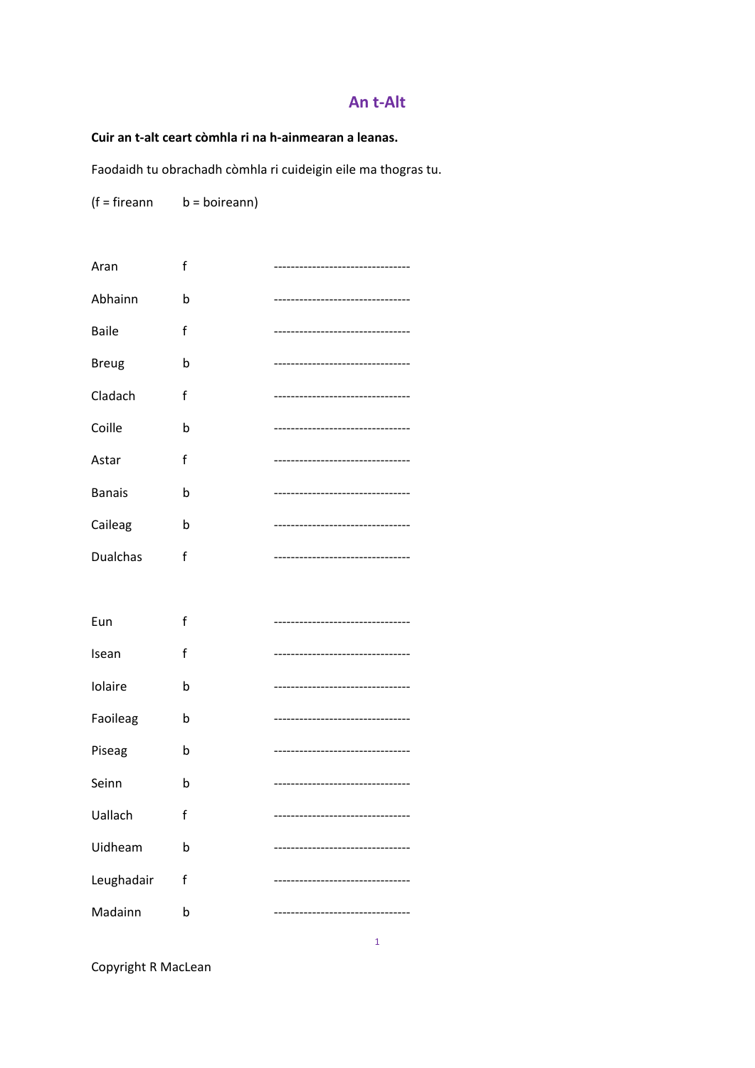# An t-Alt

**Cuir an t-alt ceart còmhla ri na h-ainmearan a leanas.**

Faodaidh tu obrachadh còmhla ri cuideigin eile ma thogras tu.

(f = fireann     b = boireann)

| | | |
|---|---|---|
| Aran | f | -------------------------------- |
| Abhainn | b | -------------------------------- |
| Baile | f | -------------------------------- |
| Breug | b | -------------------------------- |
| Cladach | f | -------------------------------- |
| Coille | b | -------------------------------- |
| Astar | f | -------------------------------- |
| Banais | b | -------------------------------- |
| Caileag | b | -------------------------------- |
| Dualchas | f | -------------------------------- |

| | | |
|---|---|---|
| Eun | f | -------------------------------- |
| Isean | f | -------------------------------- |
| Iolaire | b | -------------------------------- |
| Faoileag | b | -------------------------------- |
| Piseag | b | -------------------------------- |
| Seinn | b | -------------------------------- |
| Uallach | f | -------------------------------- |
| Uidheam | b | -------------------------------- |
| Leughadair | f | -------------------------------- |
| Madainn | b | -------------------------------- |

Copyright R MacLean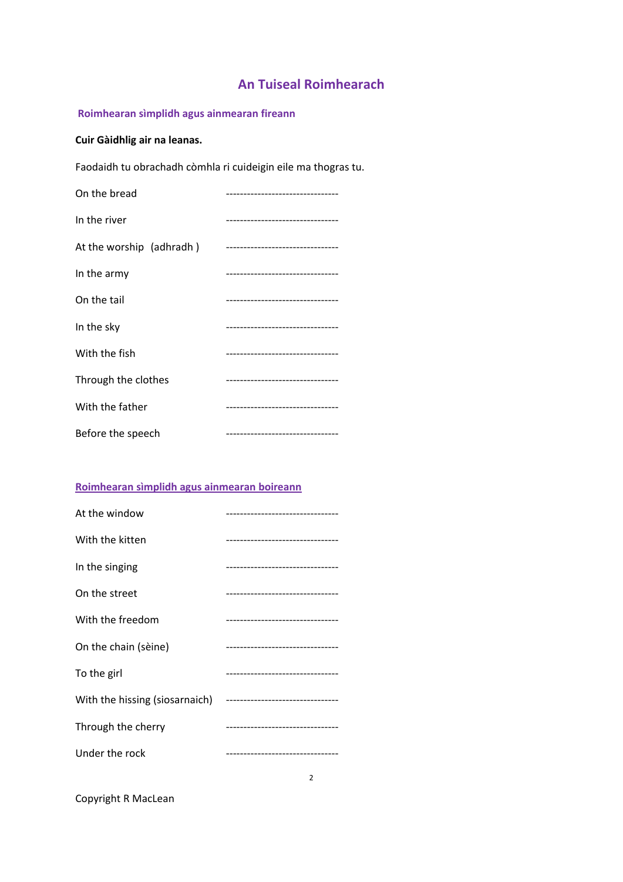# An Tuiseal Roimhearach

## Roimhearan sìmplidh agus ainmearan fireann

**Cuir Gàidhlig air na leanas.**

Faodaidh tu obrachadh còmhla ri cuideigin eile ma thogras tu.

On the bread --------------------------------

In the river --------------------------------

At the worship (adhradh ) --------------------------------

In the army --------------------------------

On the tail --------------------------------

In the sky --------------------------------

With the fish --------------------------------

Through the clothes --------------------------------

With the father --------------------------------

Before the speech --------------------------------

## Roimhearan sìmplidh agus ainmearan boireann

At the window --------------------------------

With the kitten --------------------------------

In the singing --------------------------------

On the street --------------------------------

With the freedom --------------------------------

On the chain (sèine) --------------------------------

To the girl --------------------------------

With the hissing (siosarnaich) --------------------------------

Through the cherry --------------------------------

Under the rock --------------------------------

Copyright R MacLean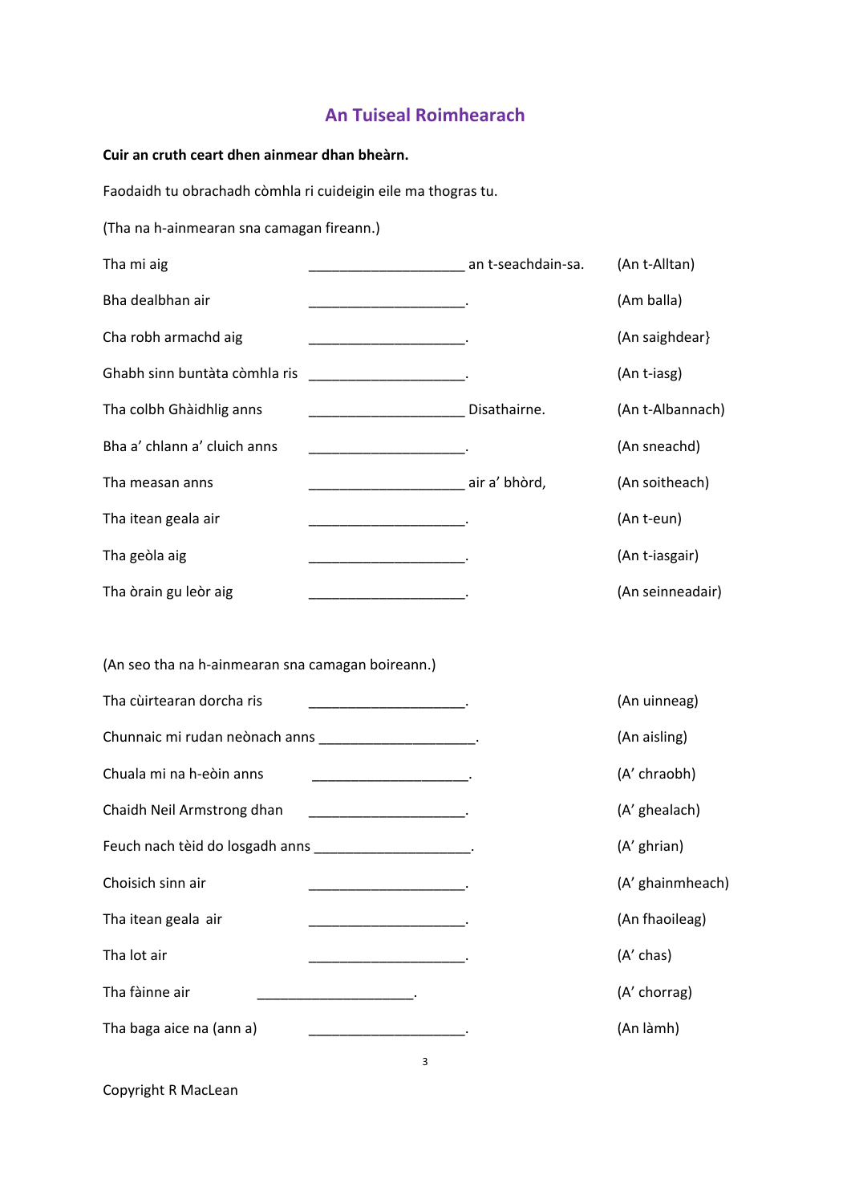# An Tuiseal Roimhearach

**Cuir an cruth ceart dhen ainmear dhan bheàrn.**

Faodaidh tu obrachadh còmhla ri cuideigin eile ma thogras tu.

(Tha na h-ainmearan sna camagan fireann.)

| | | |
|---|---|---|
| Tha mi aig | _____________________ an t-seachdain-sa. | (An t-Alltan) |
| Bha dealbhan air | _____________________. | (Am balla) |
| Cha robh armachd aig | _____________________. | (An saighdear} |
| Ghabh sinn buntàta còmhla ris | _____________________. | (An t-iasg) |
| Tha colbh Ghàidhlig anns | _____________________ Disathairne. | (An t-Albannach) |
| Bha a' chlann a' cluich anns | _____________________. | (An sneachd) |
| Tha measan anns | _____________________ air a' bhòrd, | (An soitheach) |
| Tha itean geala air | _____________________. | (An t-eun) |
| Tha geòla aig | _____________________. | (An t-iasgair) |
| Tha òrain gu leòr aig | _____________________. | (An seinneadair) |

(An seo tha na h-ainmearan sna camagan boireann.)

| | | |
|---|---|---|
| Tha cùirtearan dorcha ris | _____________________. | (An uinneag) |
| Chunnaic mi rudan neònach anns | _____________________. | (An aisling) |
| Chuala mi na h-eòin anns | _____________________. | (A' chraobh) |
| Chaidh Neil Armstrong dhan | _____________________. | (A' ghealach) |
| Feuch nach tèid do losgadh anns | _____________________. | (A' ghrian) |
| Choisich sinn air | _____________________. | (A' ghainmheach) |
| Tha itean geala air | _____________________. | (An fhaoileag) |
| Tha lot air | _____________________. | (A' chas) |
| Tha fàinne air | _____________________. | (A' chorrag) |
| Tha baga aice na (ann a) | _____________________. | (An làmh) |

Copyright R MacLean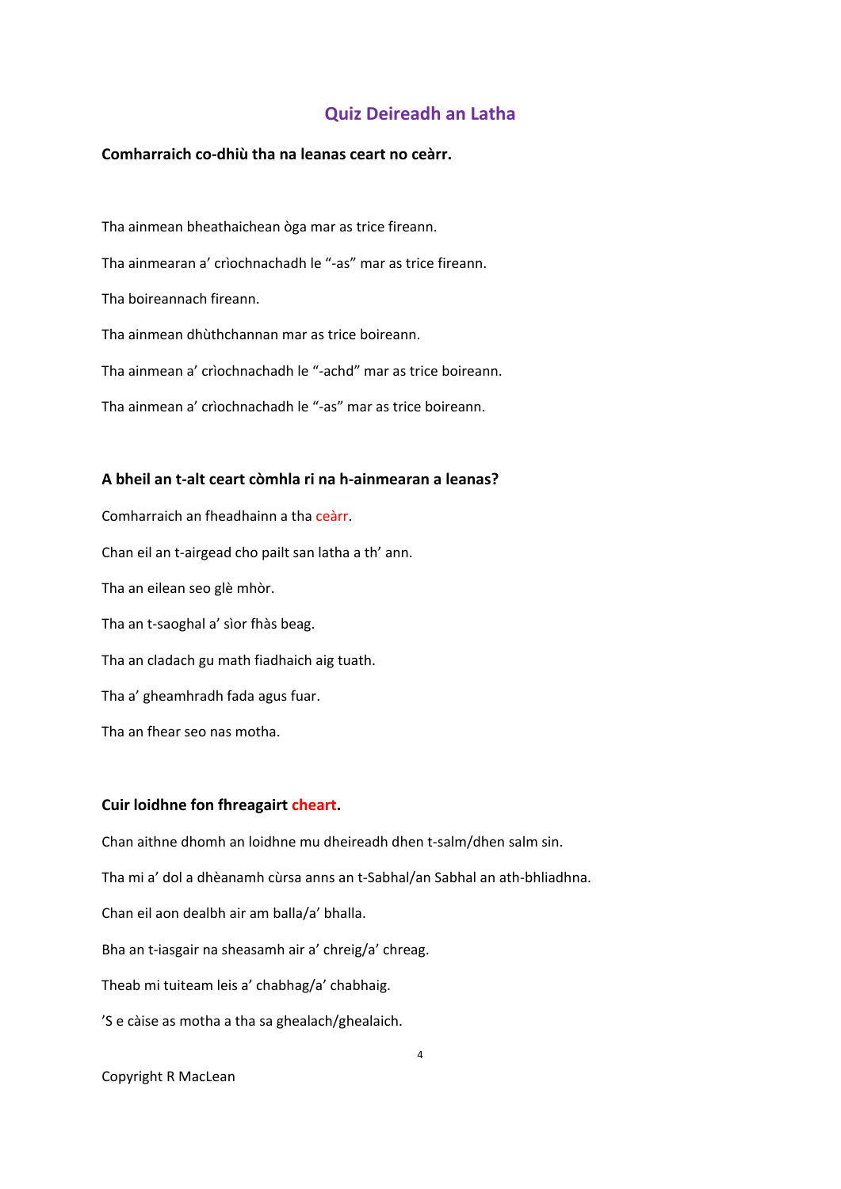## Quiz Deireadh an Latha

**Comharraich co-dhiù tha na leanas ceart no ceàrr.**

Tha ainmean bheathaichean òga mar as trice fireann.

Tha ainmearan a' crìochnachadh le "-as" mar as trice fireann.

Tha boireannach fireann.

Tha ainmean dhùthchannan mar as trice boireann.

Tha ainmean a' crìochnachadh le "-achd" mar as trice boireann.

Tha ainmean a' crìochnachadh le "-as" mar as trice boireann.

**A bheil an t-alt ceart còmhla ri na h-ainmearan a leanas?**

Comharraich an fheadhainn a tha ceàrr.

Chan eil an t-airgead cho pailt san latha a th' ann.

Tha an eilean seo glè mhòr.

Tha an t-saoghal a' sìor fhàs beag.

Tha an cladach gu math fiadhaich aig tuath.

Tha a' gheamhradh fada agus fuar.

Tha an fhear seo nas motha.

**Cuir loidhne fon fhreagairt cheart.**

Chan aithne dhomh an loidhne mu dheireadh dhen t-salm/dhen salm sin.

Tha mi a' dol a dhèanamh cùrsa anns an t-Sabhal/an Sabhal an ath-bhliadhna.

Chan eil aon dealbh air am balla/a' bhalla.

Bha an t-iasgair na sheasamh air a' chreig/a' chreag.

Theab mi tuiteam leis a' chabhag/a' chabhaig.

'S e càise as motha a tha sa ghealach/ghealaich.

Copyright R MacLean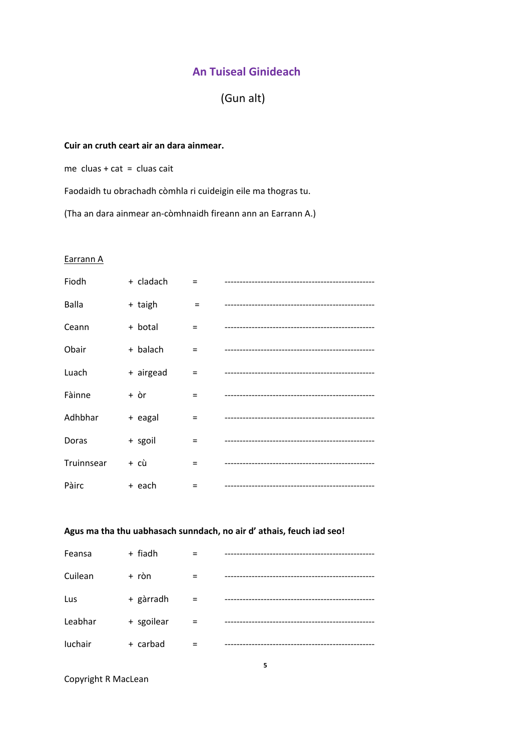# An Tuiseal Ginideach

(Gun alt)

**Cuir an cruth ceart air an dara ainmear.**

me cluas + cat = cluas cait

Faodaidh tu obrachadh còmhla ri cuideigin eile ma thogras tu.

(Tha an dara ainmear an-còmhnaidh fireann ann an Earrann A.)

<u>Earrann A</u>

| | | | |
|---|---|---|---|
| Fiodh | + cladach | = | -------------------------------------------------- |
| Balla | + taigh | = | -------------------------------------------------- |
| Ceann | + botal | = | -------------------------------------------------- |
| Obair | + balach | = | -------------------------------------------------- |
| Luach | + airgead | = | -------------------------------------------------- |
| Fàinne | + òr | = | -------------------------------------------------- |
| Adhbhar | + eagal | = | -------------------------------------------------- |
| Doras | + sgoil | = | -------------------------------------------------- |
| Truinnsear | + cù | = | -------------------------------------------------- |
| Pàirc | + each | = | -------------------------------------------------- |

**Agus ma tha thu uabhasach sunndach, no air d' athais, feuch iad seo!**

| | | | |
|---|---|---|---|
| Feansa | + fiadh | = | -------------------------------------------------- |
| Cuilean | + ròn | = | -------------------------------------------------- |
| Lus | + gàrradh | = | -------------------------------------------------- |
| Leabhar | + sgoilear | = | -------------------------------------------------- |
| Iuchair | + carbad | = | -------------------------------------------------- |

Copyright R MacLean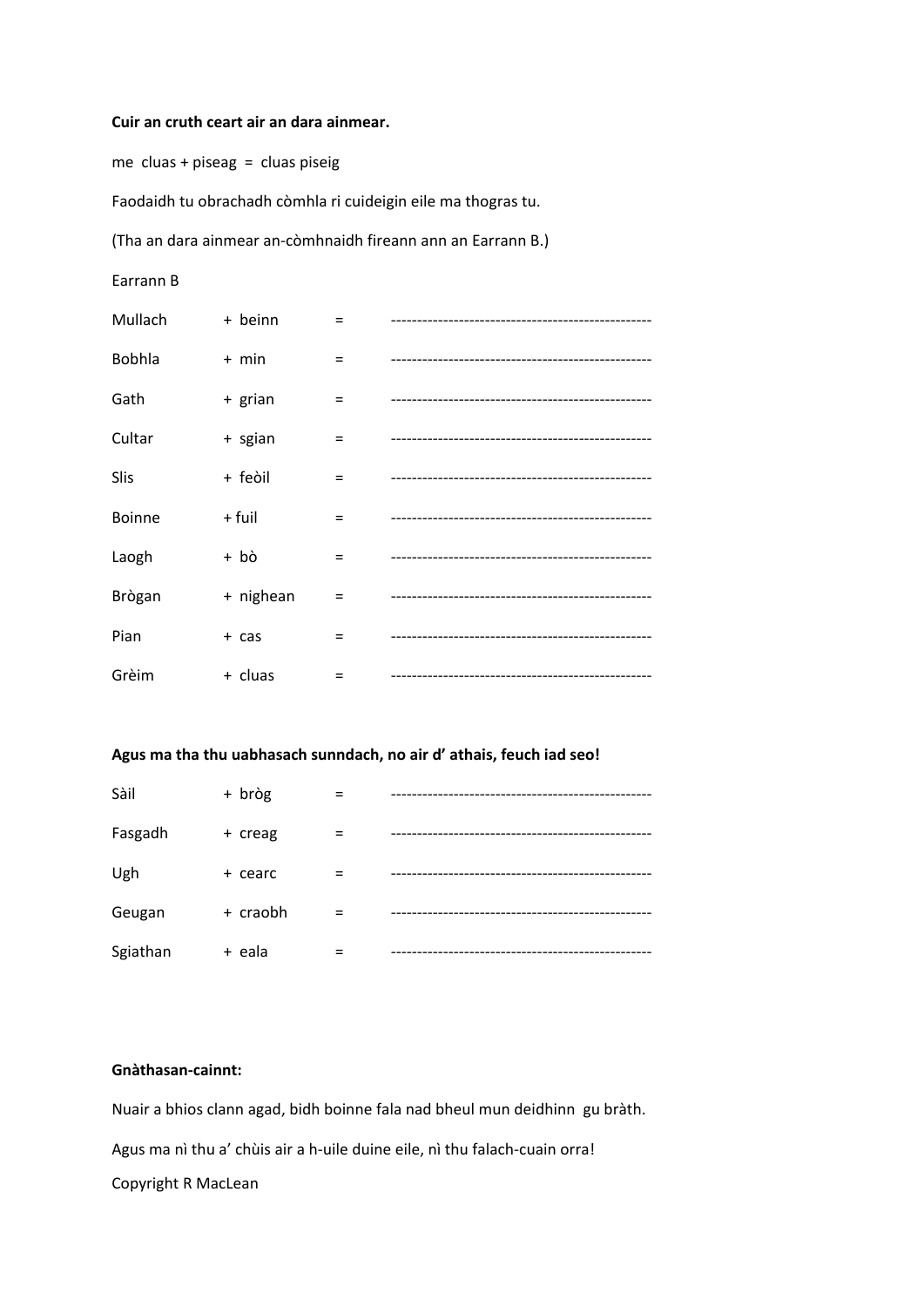**Cuir an cruth ceart air an dara ainmear.**

me cluas + piseag = cluas piseig

Faodaidh tu obrachadh còmhla ri cuideigin eile ma thogras tu.

(Tha an dara ainmear an-còmhnaidh fireann ann an Earrann B.)

Earrann B

| | | | |
|---|---|---|---|
| Mullach | + beinn | = | -------------------------------------------------- |
| Bobhla | + min | = | -------------------------------------------------- |
| Gath | + grian | = | -------------------------------------------------- |
| Cultar | + sgian | = | -------------------------------------------------- |
| Slis | + feòil | = | -------------------------------------------------- |
| Boinne | + fuil | = | -------------------------------------------------- |
| Laogh | + bò | = | -------------------------------------------------- |
| Brògan | + nighean | = | -------------------------------------------------- |
| Pian | + cas | = | -------------------------------------------------- |
| Grèim | + cluas | = | -------------------------------------------------- |

**Agus ma tha thu uabhasach sunndach, no air d' athais, feuch iad seo!**

| | | | |
|---|---|---|---|
| Sàil | + bròg | = | -------------------------------------------------- |
| Fasgadh | + creag | = | -------------------------------------------------- |
| Ugh | + cearc | = | -------------------------------------------------- |
| Geugan | + craobh | = | -------------------------------------------------- |
| Sgiathan | + eala | = | -------------------------------------------------- |

**Gnàthasan-cainnt:**

Nuair a bhios clann agad, bidh boinne fala nad bheul mun deidhinn gu bràth.

Agus ma nì thu a' chùis air a h-uile duine eile, nì thu falach-cuain orra!

Copyright R MacLean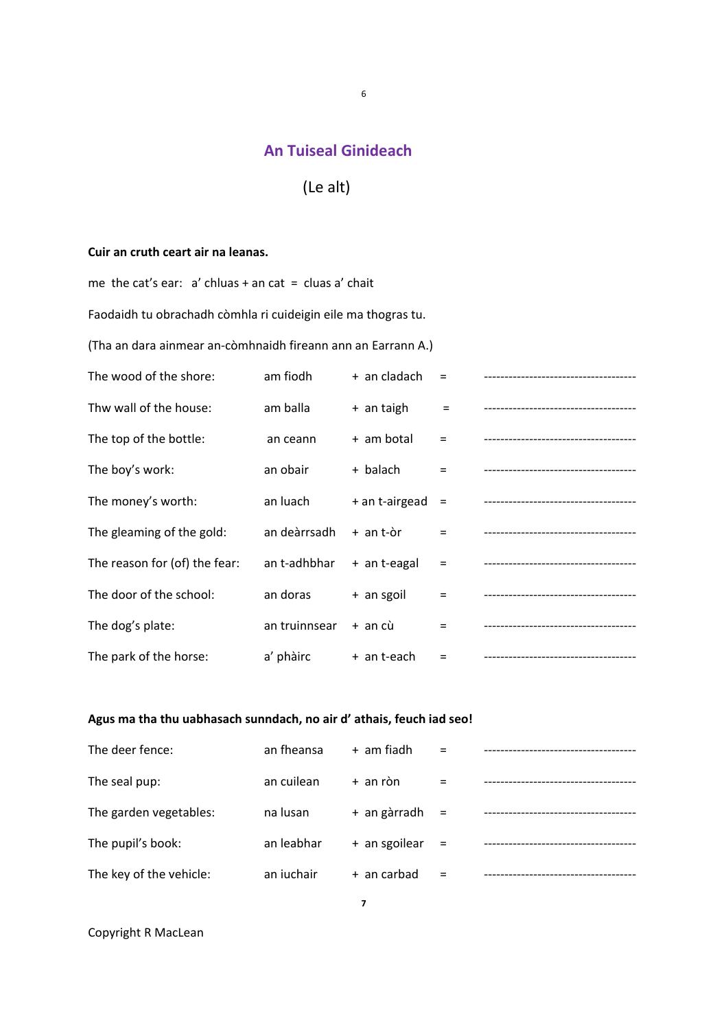## An Tuiseal Ginideach

(Le alt)

**Cuir an cruth ceart air na leanas.**

me the cat's ear: a' chluas + an cat = cluas a' chait

Faodaidh tu obrachadh còmhla ri cuideigin eile ma thogras tu.

(Tha an dara ainmear an-còmhnaidh fireann ann an Earrann A.)

| | | | | |
|---|---|---|---|---|
| The wood of the shore: | am fiodh | + an cladach | = | ------------------------------------ |
| Thw wall of the house: | am balla | + an taigh | = | ------------------------------------ |
| The top of the bottle: | an ceann | + am botal | = | ------------------------------------ |
| The boy's work: | an obair | + balach | = | ------------------------------------ |
| The money's worth: | an luach | + an t-airgead | = | ------------------------------------ |
| The gleaming of the gold: | an deàrrsadh | + an t-òr | = | ------------------------------------ |
| The reason for (of) the fear: | an t-adhbhar | + an t-eagal | = | ------------------------------------ |
| The door of the school: | an doras | + an sgoil | = | ------------------------------------ |
| The dog's plate: | an truinnsear | + an cù | = | ------------------------------------ |
| The park of the horse: | a' phàirc | + an t-each | = | ------------------------------------ |

**Agus ma tha thu uabhasach sunndach, no air d' athais, feuch iad seo!**

| | | | | |
|---|---|---|---|---|
| The deer fence: | an fheansa | + am fiadh | = | ------------------------------------ |
| The seal pup: | an cuilean | + an ròn | = | ------------------------------------ |
| The garden vegetables: | na lusan | + an gàrradh | = | ------------------------------------ |
| The pupil's book: | an leabhar | + an sgoilear | = | ------------------------------------ |
| The key of the vehicle: | an iuchair | + an carbad | = | ------------------------------------ |

Copyright R MacLean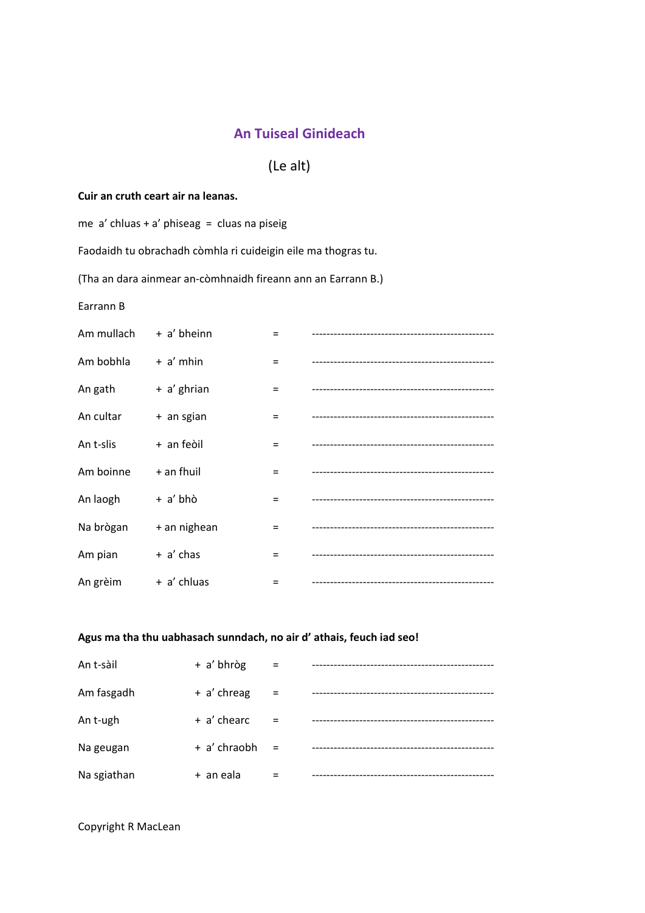## An Tuiseal Ginideach

(Le alt)

**Cuir an cruth ceart air na leanas.**

me a' chluas + a' phiseag = cluas na piseig

Faodaidh tu obrachadh còmhla ri cuideigin eile ma thogras tu.

(Tha an dara ainmear an-còmhnaidh fireann ann an Earrann B.)

Earrann B

| | | | |
|---|---|---|---|
| Am mullach | + a' bheinn | = | -------------------------------------------------- |
| Am bobhla | + a' mhin | = | -------------------------------------------------- |
| An gath | + a' ghrian | = | -------------------------------------------------- |
| An cultar | + an sgian | = | -------------------------------------------------- |
| An t-slis | + an feòil | = | -------------------------------------------------- |
| Am boinne | + an fhuil | = | -------------------------------------------------- |
| An laogh | + a' bhò | = | -------------------------------------------------- |
| Na brògan | + an nighean | = | -------------------------------------------------- |
| Am pian | + a' chas | = | -------------------------------------------------- |
| An grèim | + a' chluas | = | -------------------------------------------------- |

**Agus ma tha thu uabhasach sunndach, no air d' athais, feuch iad seo!**

| | | | |
|---|---|---|---|
| An t-sàil | + a' bhròg | = | -------------------------------------------------- |
| Am fasgadh | + a' chreag | = | -------------------------------------------------- |
| An t-ugh | + a' chearc | = | -------------------------------------------------- |
| Na geugan | + a' chraobh | = | -------------------------------------------------- |
| Na sgiathan | + an eala | = | -------------------------------------------------- |

Copyright R MacLean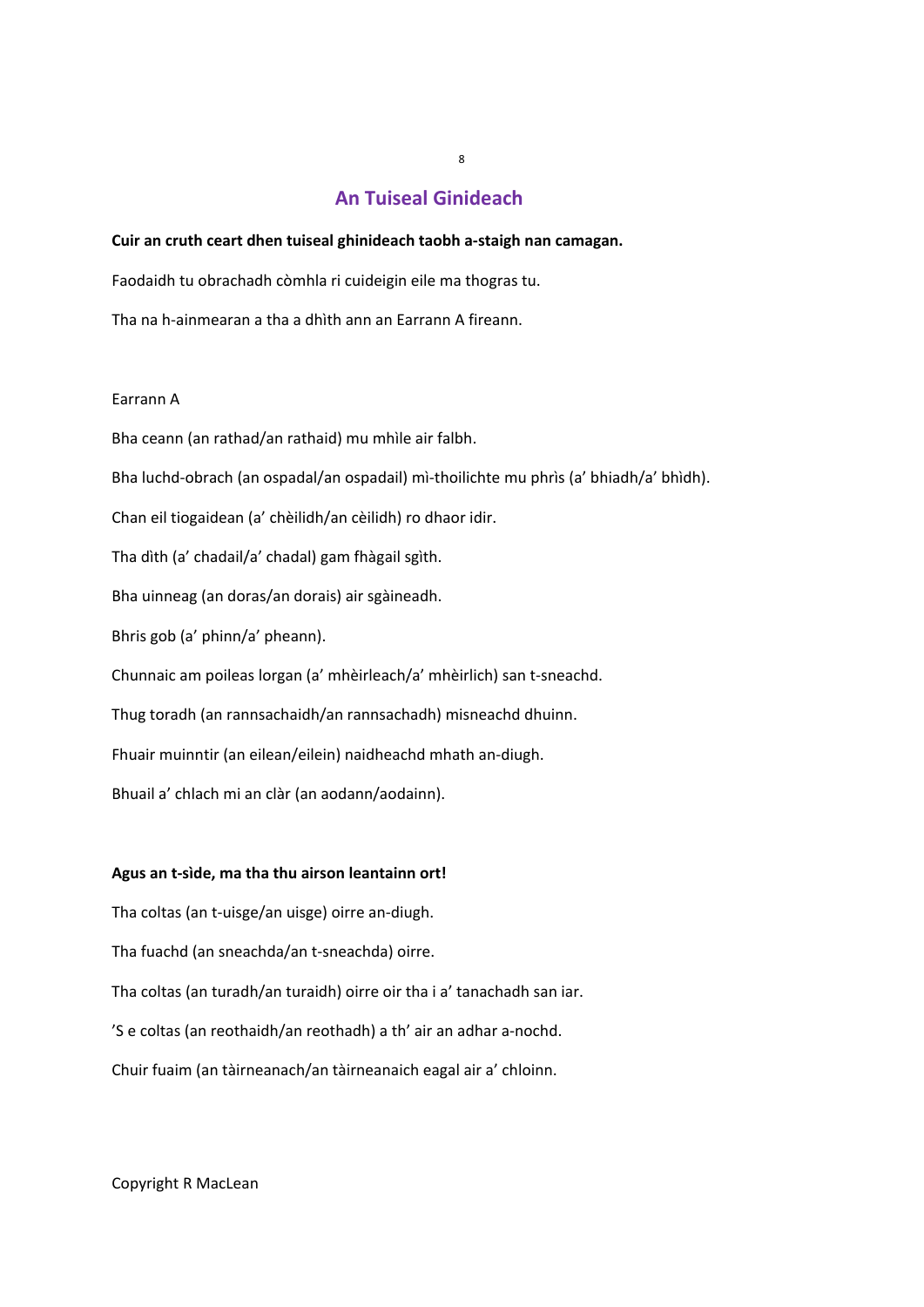## An Tuiseal Ginideach

**Cuir an cruth ceart dhen tuiseal ghinideach taobh a-staigh nan camagan.**

Faodaidh tu obrachadh còmhla ri cuideigin eile ma thogras tu.

Tha na h-ainmearan a tha a dhìth ann an Earrann A fireann.

Earrann A

Bha ceann (an rathad/an rathaid) mu mhìle air falbh.

Bha luchd-obrach (an ospadal/an ospadail) mì-thoilichte mu phrìs (a' bhiadh/a' bhìdh).

Chan eil tiogaidean (a' chèilidh/an cèilidh) ro dhaor idir.

Tha dìth (a' chadail/a' chadal) gam fhàgail sgìth.

Bha uinneag (an doras/an dorais) air sgàineadh.

Bhris gob (a' phinn/a' pheann).

Chunnaic am poileas lorgan (a' mhèirleach/a' mhèirlich) san t-sneachd.

Thug toradh (an rannsachaidh/an rannsachadh) misneachd dhuinn.

Fhuair muinntir (an eilean/eilein) naidheachd mhath an-diugh.

Bhuail a' chlach mi an clàr (an aodann/aodainn).

**Agus an t-sìde, ma tha thu airson leantainn ort!**

Tha coltas (an t-uisge/an uisge) oirre an-diugh.

Tha fuachd (an sneachda/an t-sneachda) oirre.

Tha coltas (an turadh/an turaidh) oirre oir tha i a' tanachadh san iar.

'S e coltas (an reothaidh/an reothadh) a th' air an adhar a-nochd.

Chuir fuaim (an tàirneanach/an tàirneanaich eagal air a' chloinn.

Copyright R MacLean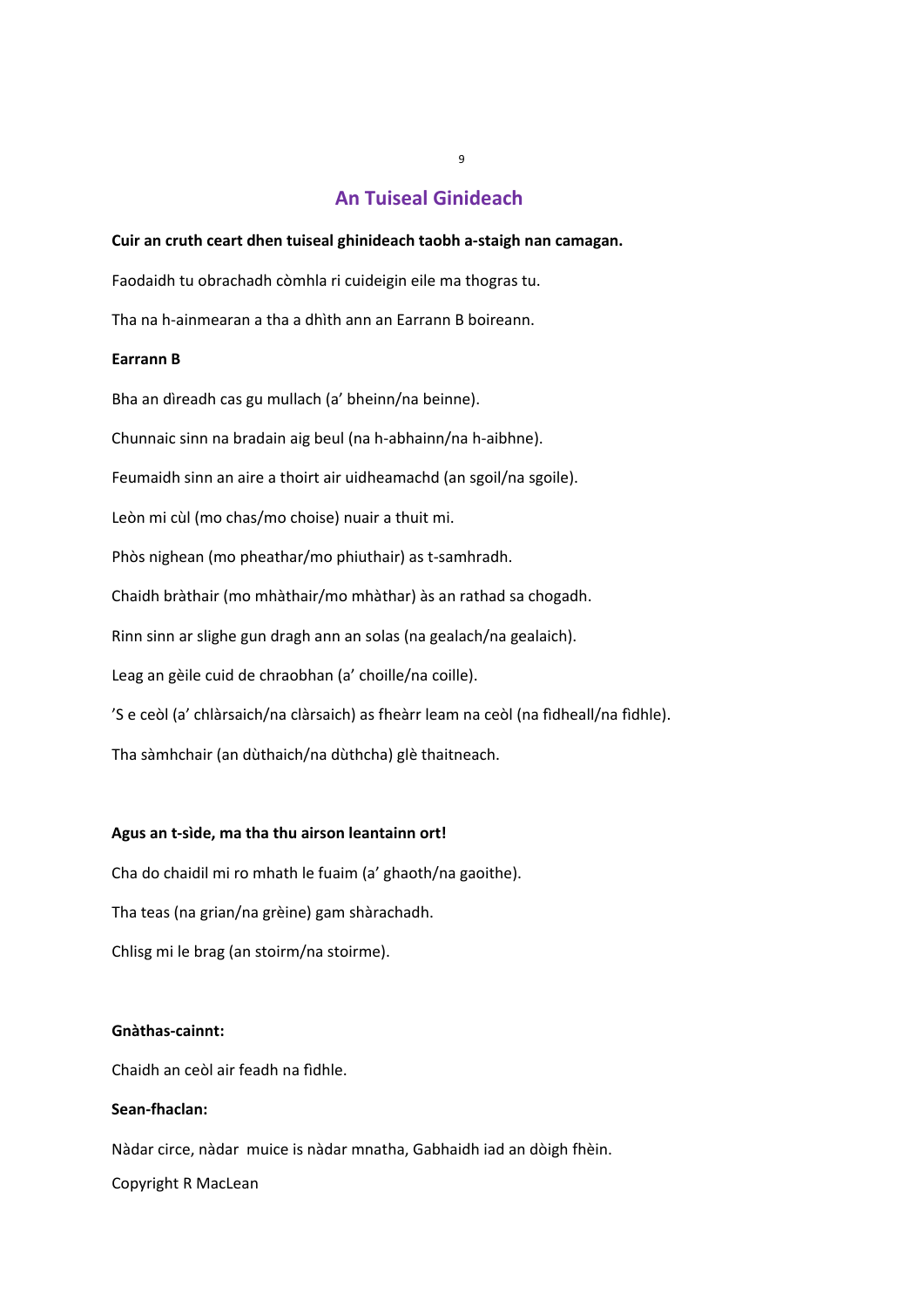# An Tuiseal Ginideach

**Cuir an cruth ceart dhen tuiseal ghinideach taobh a-staigh nan camagan.**

Faodaidh tu obrachadh còmhla ri cuideigin eile ma thogras tu.

Tha na h-ainmearan a tha a dhìth ann an Earrann B boireann.

**Earrann B**

Bha an dìreadh cas gu mullach (a' bheinn/na beinne).

Chunnaic sinn na bradain aig beul (na h-abhainn/na h-aibhne).

Feumaidh sinn an aire a thoirt air uidheamachd (an sgoil/na sgoile).

Leòn mi cùl (mo chas/mo choise) nuair a thuit mi.

Phòs nighean (mo pheathar/mo phiuthair) as t-samhradh.

Chaidh bràthair (mo mhàthair/mo mhàthar) às an rathad sa chogadh.

Rinn sinn ar slighe gun dragh ann an solas (na gealach/na gealaich).

Leag an gèile cuid de chraobhan (a' choille/na coille).

'S e ceòl (a' chlàrsaich/na clàrsaich) as fheàrr leam na ceòl (na fidheall/na fidhle).

Tha sàmhchair (an dùthaich/na dùthcha) glè thaitneach.

**Agus an t-sìde, ma tha thu airson leantainn ort!**

Cha do chaidil mi ro mhath le fuaim (a' ghaoth/na gaoithe).

Tha teas (na grian/na grèine) gam shàrachadh.

Chlisg mi le brag (an stoirm/na stoirme).

**Gnàthas-cainnt:**

Chaidh an ceòl air feadh na fidhle.

**Sean-fhaclan:**

Nàdar circe, nàdar muice is nàdar mnatha, Gabhaidh iad an dòigh fhèin.

Copyright R MacLean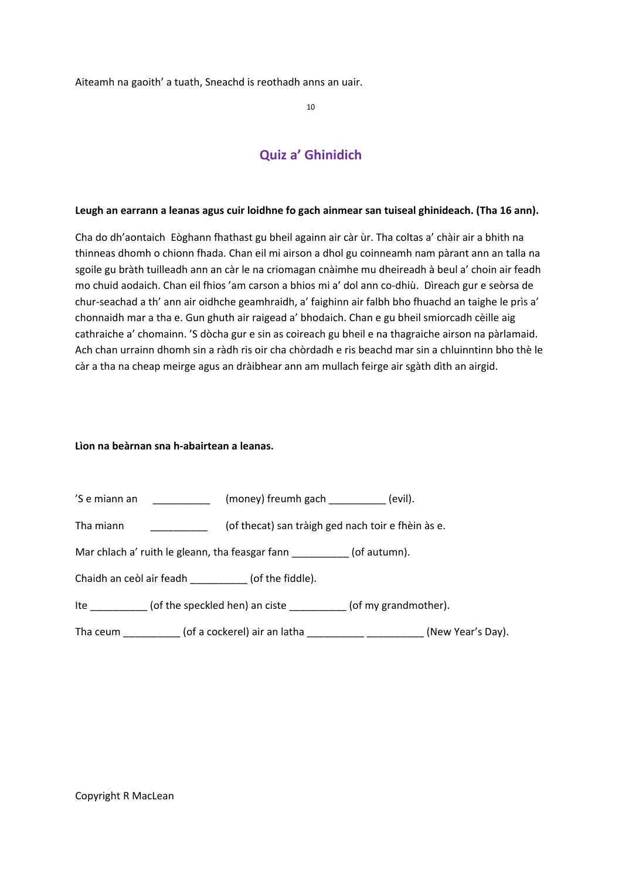Aiteamh na gaoith' a tuath, Sneachd is reothadh anns an uair.

## Quiz a' Ghinidich

**Leugh an earrann a leanas agus cuir loidhne fo gach ainmear san tuiseal ghinideach. (Tha 16 ann).**

Cha do dh'aontaich Eòghann fhathast gu bheil againn air càr ùr. Tha coltas a' chàir air a bhith na thinneas dhomh o chionn fhada. Chan eil mi airson a dhol gu coinneamh nam pàrant ann an talla na sgoile gu bràth tuilleadh ann an càr le na criomagan cnàimhe mu dheireadh à beul a' choin air feadh mo chuid aodaich. Chan eil fhios 'am carson a bhios mi a' dol ann co-dhiù. Dìreach gur e seòrsa de chur-seachad a th' ann air oidhche geamhraidh, a' faighinn air falbh bho fhuachd an taighe le prìs a' chonnaidh mar a tha e. Gun ghuth air raigead a' bhodaich. Chan e gu bheil smiorcadh cèille aig cathraiche a' chomainn. 'S dòcha gur e sin as coireach gu bheil e na thagraiche airson na pàrlamaid. Ach chan urrainn dhomh sin a ràdh ris oir cha chòrdadh e ris beachd mar sin a chluinntinn bho thè le càr a tha na cheap meirge agus an dràibhear ann am mullach feirge air sgàth dìth an airgid.

**Lìon na beàrnan sna h-abairtean a leanas.**

'S e miann an __________ (money) freumh gach __________ (evil).

Tha miann __________ (of thecat) san tràigh ged nach toir e fhèin às e.

Mar chlach a' ruith le gleann, tha feasgar fann __________ (of autumn).

Chaidh an ceòl air feadh __________ (of the fiddle).

Ite __________ (of the speckled hen) an ciste __________ (of my grandmother).

Tha ceum __________ (of a cockerel) air an latha __________ __________ (New Year's Day).

Copyright R MacLean